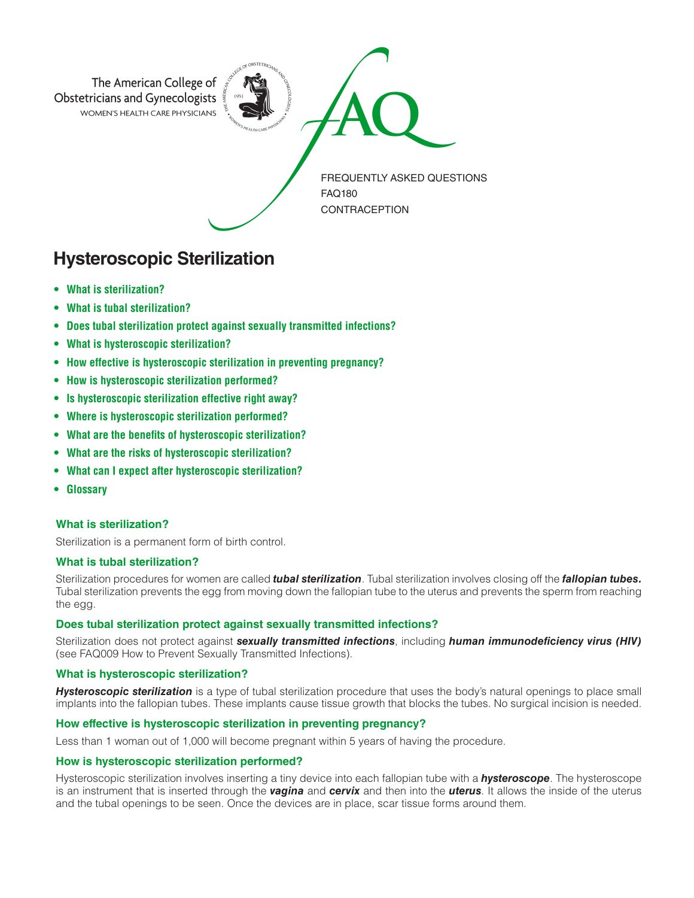The American College of Obstetricians and Gynecologists
WOMEN'S HEALTH CARE PHYSICIANS

FAQ

FREQUENTLY ASKED QUESTIONS
FAQ180
CONTRACEPTION

# Hysteroscopic Sterilization

- **What is sterilization?**
- **What is tubal sterilization?**
- **Does tubal sterilization protect against sexually transmitted infections?**
- **What is hysteroscopic sterilization?**
- **How effective is hysteroscopic sterilization in preventing pregnancy?**
- **How is hysteroscopic sterilization performed?**
- **Is hysteroscopic sterilization effective right away?**
- **Where is hysteroscopic sterilization performed?**
- **What are the benefits of hysteroscopic sterilization?**
- **What are the risks of hysteroscopic sterilization?**
- **What can I expect after hysteroscopic sterilization?**
- **Glossary**

### What is sterilization?

Sterilization is a permanent form of birth control.

### What is tubal sterilization?

Sterilization procedures for women are called ***tubal sterilization***. Tubal sterilization involves closing off the ***fallopian tubes.*** Tubal sterilization prevents the egg from moving down the fallopian tube to the uterus and prevents the sperm from reaching the egg.

### Does tubal sterilization protect against sexually transmitted infections?

Sterilization does not protect against ***sexually transmitted infections***, including ***human immunodeficiency virus (HIV)*** (see FAQ009 How to Prevent Sexually Transmitted Infections).

### What is hysteroscopic sterilization?

***Hysteroscopic sterilization*** is a type of tubal sterilization procedure that uses the body's natural openings to place small implants into the fallopian tubes. These implants cause tissue growth that blocks the tubes. No surgical incision is needed.

### How effective is hysteroscopic sterilization in preventing pregnancy?

Less than 1 woman out of 1,000 will become pregnant within 5 years of having the procedure.

### How is hysteroscopic sterilization performed?

Hysteroscopic sterilization involves inserting a tiny device into each fallopian tube with a ***hysteroscope***. The hysteroscope is an instrument that is inserted through the ***vagina*** and ***cervix*** and then into the ***uterus***. It allows the inside of the uterus and the tubal openings to be seen. Once the devices are in place, scar tissue forms around them.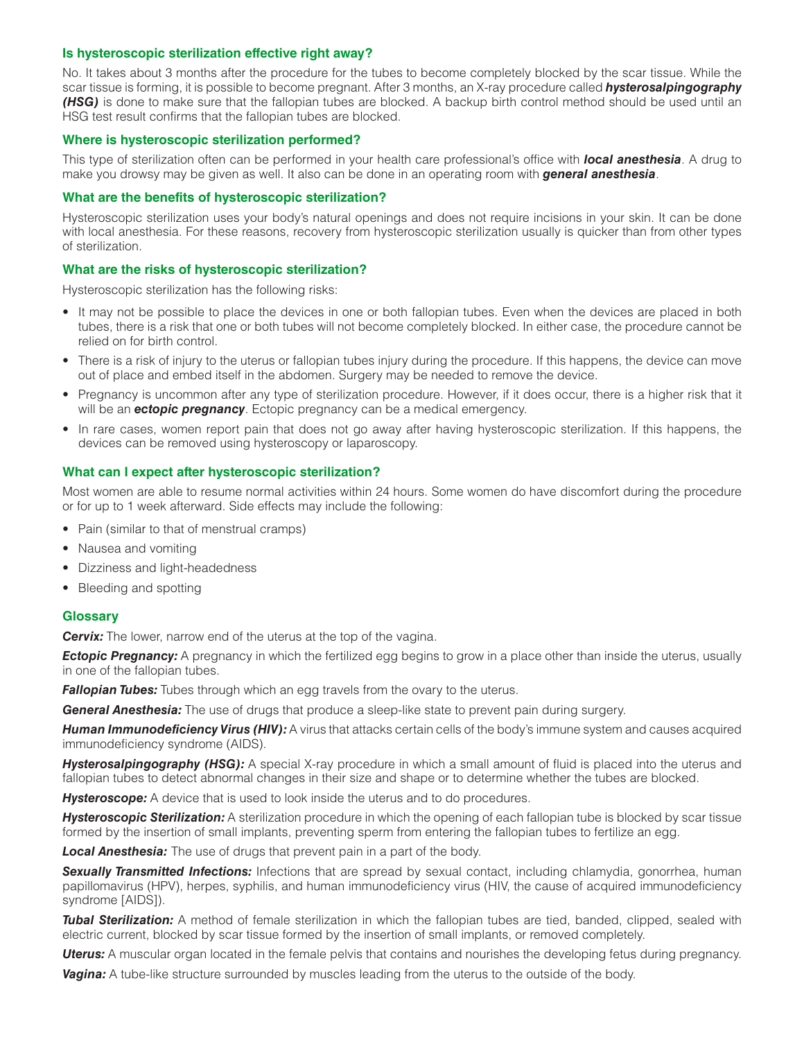### Is hysteroscopic sterilization effective right away?

No. It takes about 3 months after the procedure for the tubes to become completely blocked by the scar tissue. While the scar tissue is forming, it is possible to become pregnant. After 3 months, an X-ray procedure called ***hysterosalpingography (HSG)*** is done to make sure that the fallopian tubes are blocked. A backup birth control method should be used until an HSG test result confirms that the fallopian tubes are blocked.

### Where is hysteroscopic sterilization performed?

This type of sterilization often can be performed in your health care professional's office with ***local anesthesia***. A drug to make you drowsy may be given as well. It also can be done in an operating room with ***general anesthesia***.

### What are the benefits of hysteroscopic sterilization?

Hysteroscopic sterilization uses your body's natural openings and does not require incisions in your skin. It can be done with local anesthesia. For these reasons, recovery from hysteroscopic sterilization usually is quicker than from other types of sterilization.

### What are the risks of hysteroscopic sterilization?

Hysteroscopic sterilization has the following risks:

- It may not be possible to place the devices in one or both fallopian tubes. Even when the devices are placed in both tubes, there is a risk that one or both tubes will not become completely blocked. In either case, the procedure cannot be relied on for birth control.
- There is a risk of injury to the uterus or fallopian tubes injury during the procedure. If this happens, the device can move out of place and embed itself in the abdomen. Surgery may be needed to remove the device.
- Pregnancy is uncommon after any type of sterilization procedure. However, if it does occur, there is a higher risk that it will be an ***ectopic pregnancy***. Ectopic pregnancy can be a medical emergency.
- In rare cases, women report pain that does not go away after having hysteroscopic sterilization. If this happens, the devices can be removed using hysteroscopy or laparoscopy.

### What can I expect after hysteroscopic sterilization?

Most women are able to resume normal activities within 24 hours. Some women do have discomfort during the procedure or for up to 1 week afterward. Side effects may include the following:

- Pain (similar to that of menstrual cramps)
- Nausea and vomiting
- Dizziness and light-headedness
- Bleeding and spotting

### Glossary

***Cervix:*** The lower, narrow end of the uterus at the top of the vagina.

***Ectopic Pregnancy:*** A pregnancy in which the fertilized egg begins to grow in a place other than inside the uterus, usually in one of the fallopian tubes.

***Fallopian Tubes:*** Tubes through which an egg travels from the ovary to the uterus.

***General Anesthesia:*** The use of drugs that produce a sleep-like state to prevent pain during surgery.

***Human Immunodeficiency Virus (HIV):*** A virus that attacks certain cells of the body's immune system and causes acquired immunodeficiency syndrome (AIDS).

***Hysterosalpingography (HSG):*** A special X-ray procedure in which a small amount of fluid is placed into the uterus and fallopian tubes to detect abnormal changes in their size and shape or to determine whether the tubes are blocked.

***Hysteroscope:*** A device that is used to look inside the uterus and to do procedures.

***Hysteroscopic Sterilization:*** A sterilization procedure in which the opening of each fallopian tube is blocked by scar tissue formed by the insertion of small implants, preventing sperm from entering the fallopian tubes to fertilize an egg.

***Local Anesthesia:*** The use of drugs that prevent pain in a part of the body.

***Sexually Transmitted Infections:*** Infections that are spread by sexual contact, including chlamydia, gonorrhea, human papillomavirus (HPV), herpes, syphilis, and human immunodeficiency virus (HIV, the cause of acquired immunodeficiency syndrome [AIDS]).

***Tubal Sterilization:*** A method of female sterilization in which the fallopian tubes are tied, banded, clipped, sealed with electric current, blocked by scar tissue formed by the insertion of small implants, or removed completely.

***Uterus:*** A muscular organ located in the female pelvis that contains and nourishes the developing fetus during pregnancy.

***Vagina:*** A tube-like structure surrounded by muscles leading from the uterus to the outside of the body.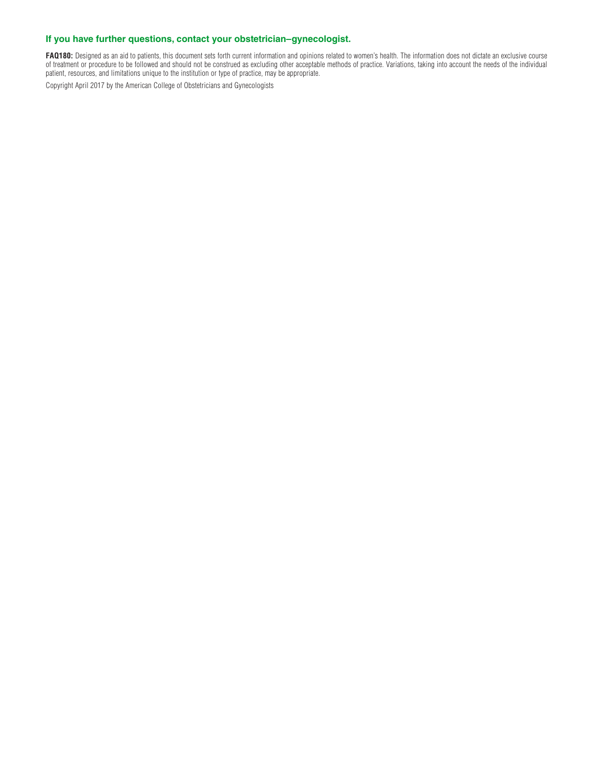**If you have further questions, contact your obstetrician–gynecologist.**

**FAQ180:** Designed as an aid to patients, this document sets forth current information and opinions related to women's health. The information does not dictate an exclusive course of treatment or procedure to be followed and should not be construed as excluding other acceptable methods of practice. Variations, taking into account the needs of the individual patient, resources, and limitations unique to the institution or type of practice, may be appropriate.

Copyright April 2017 by the American College of Obstetricians and Gynecologists